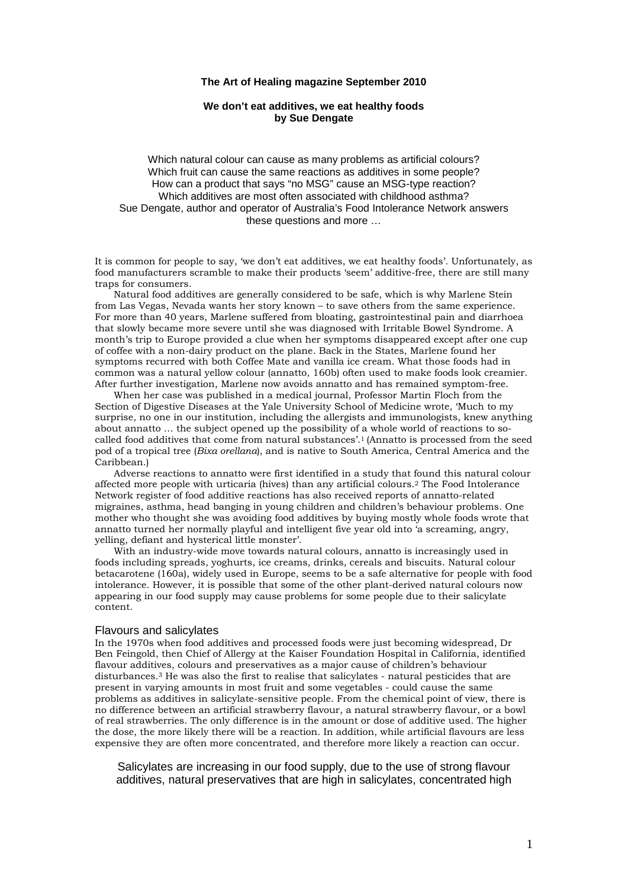**The Art of Healing magazine September 2010**

# We don't eat additives, we eat healthy foods
**by Sue Dengate**

Which natural colour can cause as many problems as artificial colours?
Which fruit can cause the same reactions as additives in some people?
How can a product that says "no MSG" cause an MSG-type reaction?
Which additives are most often associated with childhood asthma?
Sue Dengate, author and operator of Australia's Food Intolerance Network answers these questions and more …

It is common for people to say, 'we don't eat additives, we eat healthy foods'. Unfortunately, as food manufacturers scramble to make their products 'seem' additive-free, there are still many traps for consumers.

Natural food additives are generally considered to be safe, which is why Marlene Stein from Las Vegas, Nevada wants her story known – to save others from the same experience. For more than 40 years, Marlene suffered from bloating, gastrointestinal pain and diarrhoea that slowly became more severe until she was diagnosed with Irritable Bowel Syndrome. A month's trip to Europe provided a clue when her symptoms disappeared except after one cup of coffee with a non-dairy product on the plane. Back in the States, Marlene found her symptoms recurred with both Coffee Mate and vanilla ice cream. What those foods had in common was a natural yellow colour (annatto, 160b) often used to make foods look creamier. After further investigation, Marlene now avoids annatto and has remained symptom-free.

When her case was published in a medical journal, Professor Martin Floch from the Section of Digestive Diseases at the Yale University School of Medicine wrote, 'Much to my surprise, no one in our institution, including the allergists and immunologists, knew anything about annatto … the subject opened up the possibility of a whole world of reactions to so-called food additives that come from natural substances'.[1] (Annatto is processed from the seed pod of a tropical tree (*Bixa orellana*), and is native to South America, Central America and the Caribbean.)

Adverse reactions to annatto were first identified in a study that found this natural colour affected more people with urticaria (hives) than any artificial colours.[2] The Food Intolerance Network register of food additive reactions has also received reports of annatto-related migraines, asthma, head banging in young children and children's behaviour problems. One mother who thought she was avoiding food additives by buying mostly whole foods wrote that annatto turned her normally playful and intelligent five year old into 'a screaming, angry, yelling, defiant and hysterical little monster'.

With an industry-wide move towards natural colours, annatto is increasingly used in foods including spreads, yoghurts, ice creams, drinks, cereals and biscuits. Natural colour betacarotene (160a), widely used in Europe, seems to be a safe alternative for people with food intolerance. However, it is possible that some of the other plant-derived natural colours now appearing in our food supply may cause problems for some people due to their salicylate content.

## Flavours and salicylates

In the 1970s when food additives and processed foods were just becoming widespread, Dr Ben Feingold, then Chief of Allergy at the Kaiser Foundation Hospital in California, identified flavour additives, colours and preservatives as a major cause of children's behaviour disturbances.[3] He was also the first to realise that salicylates - natural pesticides that are present in varying amounts in most fruit and some vegetables - could cause the same problems as additives in salicylate-sensitive people. From the chemical point of view, there is no difference between an artificial strawberry flavour, a natural strawberry flavour, or a bowl of real strawberries. The only difference is in the amount or dose of additive used. The higher the dose, the more likely there will be a reaction. In addition, while artificial flavours are less expensive they are often more concentrated, and therefore more likely a reaction can occur.

Salicylates are increasing in our food supply, due to the use of strong flavour additives, natural preservatives that are high in salicylates, concentrated high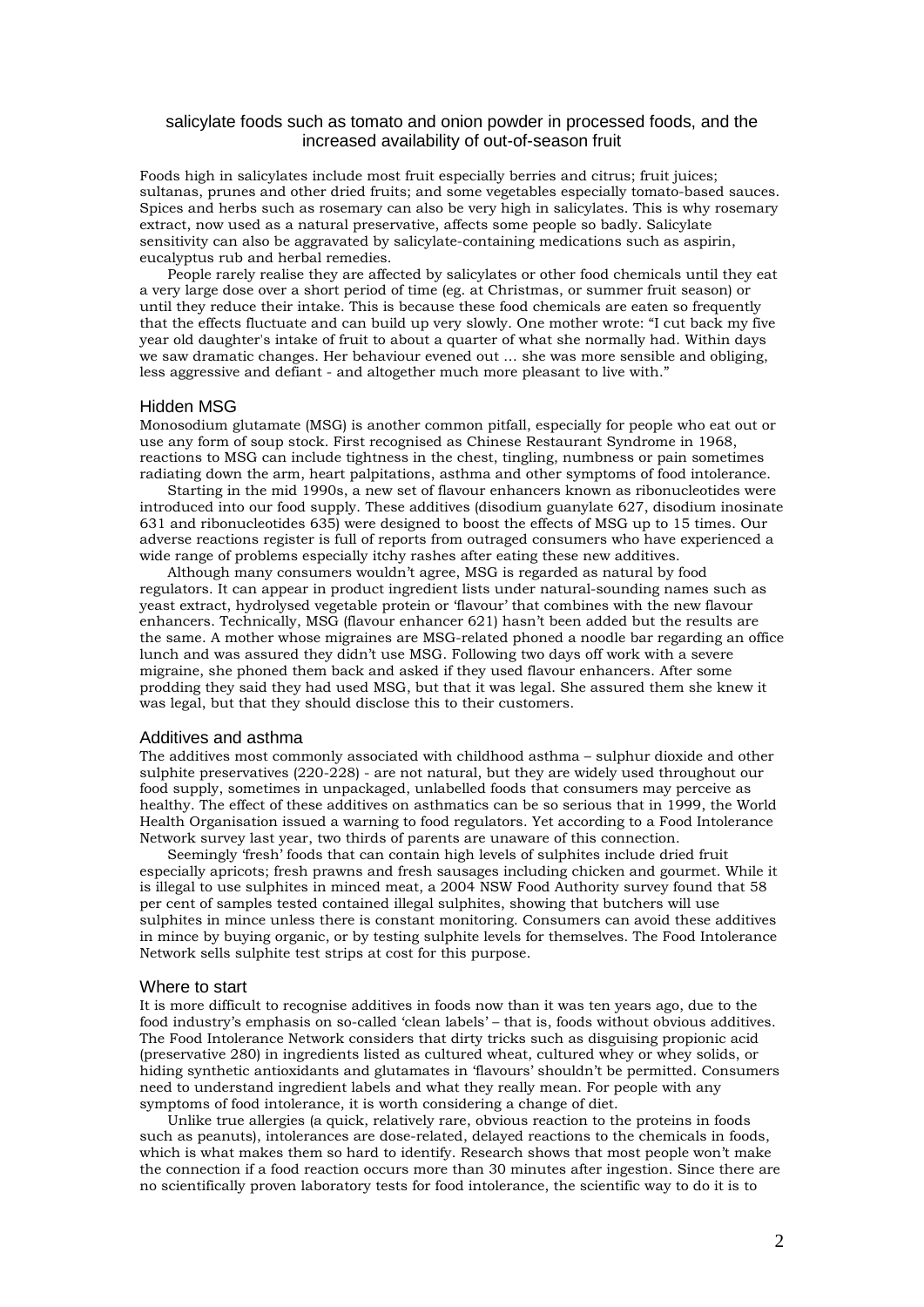salicylate foods such as tomato and onion powder in processed foods, and the increased availability of out-of-season fruit

Foods high in salicylates include most fruit especially berries and citrus; fruit juices; sultanas, prunes and other dried fruits; and some vegetables especially tomato-based sauces. Spices and herbs such as rosemary can also be very high in salicylates. This is why rosemary extract, now used as a natural preservative, affects some people so badly. Salicylate sensitivity can also be aggravated by salicylate-containing medications such as aspirin, eucalyptus rub and herbal remedies.

People rarely realise they are affected by salicylates or other food chemicals until they eat a very large dose over a short period of time (eg. at Christmas, or summer fruit season) or until they reduce their intake. This is because these food chemicals are eaten so frequently that the effects fluctuate and can build up very slowly. One mother wrote: "I cut back my five year old daughter's intake of fruit to about a quarter of what she normally had. Within days we saw dramatic changes. Her behaviour evened out ... she was more sensible and obliging, less aggressive and defiant - and altogether much more pleasant to live with."

## Hidden MSG

Monosodium glutamate (MSG) is another common pitfall, especially for people who eat out or use any form of soup stock. First recognised as Chinese Restaurant Syndrome in 1968, reactions to MSG can include tightness in the chest, tingling, numbness or pain sometimes radiating down the arm, heart palpitations, asthma and other symptoms of food intolerance.

Starting in the mid 1990s, a new set of flavour enhancers known as ribonucleotides were introduced into our food supply. These additives (disodium guanylate 627, disodium inosinate 631 and ribonucleotides 635) were designed to boost the effects of MSG up to 15 times. Our adverse reactions register is full of reports from outraged consumers who have experienced a wide range of problems especially itchy rashes after eating these new additives.

Although many consumers wouldn't agree, MSG is regarded as natural by food regulators. It can appear in product ingredient lists under natural-sounding names such as yeast extract, hydrolysed vegetable protein or 'flavour' that combines with the new flavour enhancers. Technically, MSG (flavour enhancer 621) hasn't been added but the results are the same. A mother whose migraines are MSG-related phoned a noodle bar regarding an office lunch and was assured they didn't use MSG. Following two days off work with a severe migraine, she phoned them back and asked if they used flavour enhancers. After some prodding they said they had used MSG, but that it was legal. She assured them she knew it was legal, but that they should disclose this to their customers.

## Additives and asthma

The additives most commonly associated with childhood asthma – sulphur dioxide and other sulphite preservatives (220-228) - are not natural, but they are widely used throughout our food supply, sometimes in unpackaged, unlabelled foods that consumers may perceive as healthy. The effect of these additives on asthmatics can be so serious that in 1999, the World Health Organisation issued a warning to food regulators. Yet according to a Food Intolerance Network survey last year, two thirds of parents are unaware of this connection.

Seemingly 'fresh' foods that can contain high levels of sulphites include dried fruit especially apricots; fresh prawns and fresh sausages including chicken and gourmet. While it is illegal to use sulphites in minced meat, a 2004 NSW Food Authority survey found that 58 per cent of samples tested contained illegal sulphites, showing that butchers will use sulphites in mince unless there is constant monitoring. Consumers can avoid these additives in mince by buying organic, or by testing sulphite levels for themselves. The Food Intolerance Network sells sulphite test strips at cost for this purpose.

## Where to start

It is more difficult to recognise additives in foods now than it was ten years ago, due to the food industry's emphasis on so-called 'clean labels' – that is, foods without obvious additives. The Food Intolerance Network considers that dirty tricks such as disguising propionic acid (preservative 280) in ingredients listed as cultured wheat, cultured whey or whey solids, or hiding synthetic antioxidants and glutamates in 'flavours' shouldn't be permitted. Consumers need to understand ingredient labels and what they really mean. For people with any symptoms of food intolerance, it is worth considering a change of diet.

Unlike true allergies (a quick, relatively rare, obvious reaction to the proteins in foods such as peanuts), intolerances are dose-related, delayed reactions to the chemicals in foods, which is what makes them so hard to identify. Research shows that most people won't make the connection if a food reaction occurs more than 30 minutes after ingestion. Since there are no scientifically proven laboratory tests for food intolerance, the scientific way to do it is to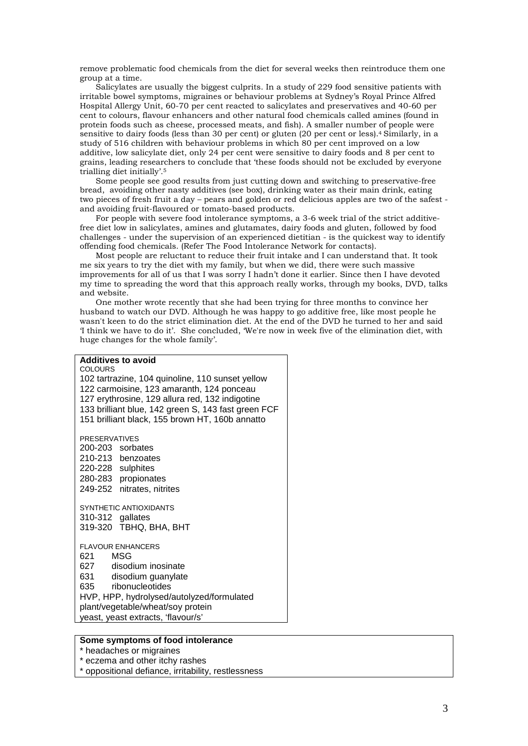remove problematic food chemicals from the diet for several weeks then reintroduce them one group at a time.

Salicylates are usually the biggest culprits. In a study of 229 food sensitive patients with irritable bowel symptoms, migraines or behaviour problems at Sydney's Royal Prince Alfred Hospital Allergy Unit, 60-70 per cent reacted to salicylates and preservatives and 40-60 per cent to colours, flavour enhancers and other natural food chemicals called amines (found in protein foods such as cheese, processed meats, and fish). A smaller number of people were sensitive to dairy foods (less than 30 per cent) or gluten (20 per cent or less).[4] Similarly, in a study of 516 children with behaviour problems in which 80 per cent improved on a low additive, low salicylate diet, only 24 per cent were sensitive to dairy foods and 8 per cent to grains, leading researchers to conclude that 'these foods should not be excluded by everyone trialling diet initially'.[5]

Some people see good results from just cutting down and switching to preservative-free bread, avoiding other nasty additives (see box), drinking water as their main drink, eating two pieces of fresh fruit a day – pears and golden or red delicious apples are two of the safest - and avoiding fruit-flavoured or tomato-based products.

For people with severe food intolerance symptoms, a 3-6 week trial of the strict additive-free diet low in salicylates, amines and glutamates, dairy foods and gluten, followed by food challenges - under the supervision of an experienced dietitian - is the quickest way to identify offending food chemicals. (Refer The Food Intolerance Network for contacts).

Most people are reluctant to reduce their fruit intake and I can understand that. It took me six years to try the diet with my family, but when we did, there were such massive improvements for all of us that I was sorry I hadn't done it earlier. Since then I have devoted my time to spreading the word that this approach really works, through my books, DVD, talks and website.

One mother wrote recently that she had been trying for three months to convince her husband to watch our DVD. Although he was happy to go additive free, like most people he wasn't keen to do the strict elimination diet. At the end of the DVD he turned to her and said 'I think we have to do it'. She concluded, 'We're now in week five of the elimination diet, with huge changes for the whole family'.

**Additives to avoid**

COLOURS

102 tartrazine, 104 quinoline, 110 sunset yellow
122 carmoisine, 123 amaranth, 124 ponceau
127 erythrosine, 129 allura red, 132 indigotine
133 brilliant blue, 142 green S, 143 fast green FCF
151 brilliant black, 155 brown HT, 160b annatto

PRESERVATIVES

200-203 sorbates
210-213 benzoates
220-228 sulphites
280-283 propionates
249-252 nitrates, nitrites

SYNTHETIC ANTIOXIDANTS

310-312 gallates
319-320 TBHQ, BHA, BHT

FLAVOUR ENHANCERS

621 MSG
627 disodium inosinate
631 disodium guanylate
635 ribonucleotides
HVP, HPP, hydrolysed/autolyzed/formulated plant/vegetable/wheat/soy protein
yeast, yeast extracts, 'flavour/s'

**Some symptoms of food intolerance**

* headaches or migraines
* eczema and other itchy rashes
* oppositional defiance, irritability, restlessness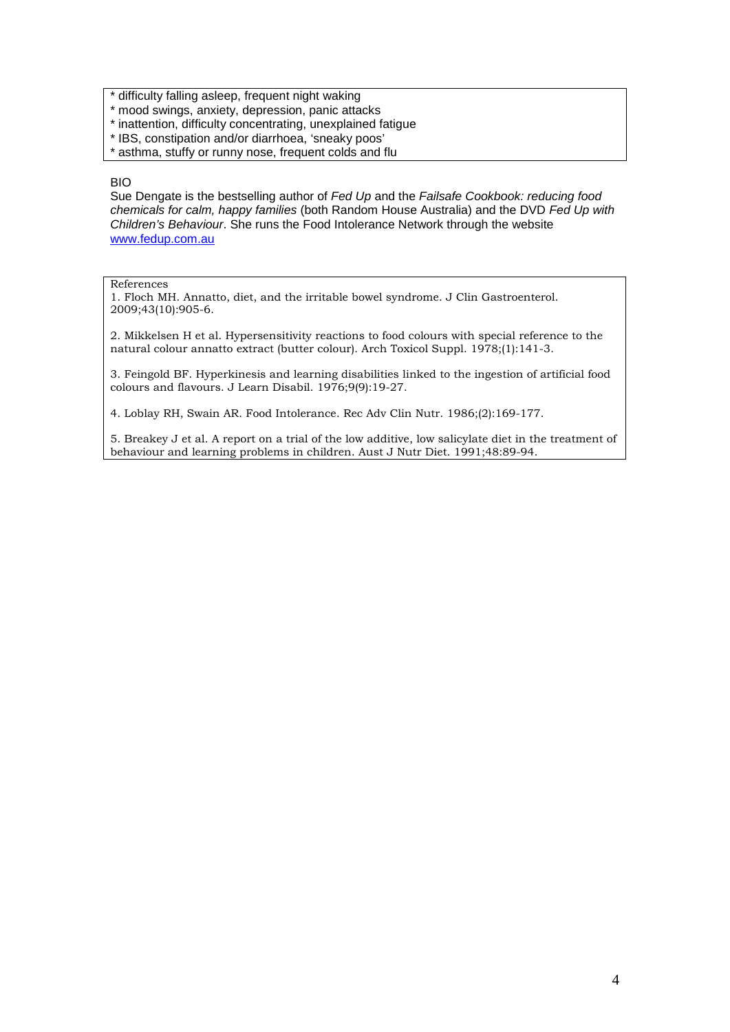* difficulty falling asleep, frequent night waking
* mood swings, anxiety, depression, panic attacks
* inattention, difficulty concentrating, unexplained fatigue
* IBS, constipation and/or diarrhoea, 'sneaky poos'
* asthma, stuffy or runny nose, frequent colds and flu

BIO

Sue Dengate is the bestselling author of *Fed Up* and the *Failsafe Cookbook: reducing food chemicals for calm, happy families* (both Random House Australia) and the DVD *Fed Up with Children's Behaviour*. She runs the Food Intolerance Network through the website [www.fedup.com.au](http://www.fedup.com.au)

References

1. Floch MH. Annatto, diet, and the irritable bowel syndrome. J Clin Gastroenterol. 2009;43(10):905-6.

2. Mikkelsen H et al. Hypersensitivity reactions to food colours with special reference to the natural colour annatto extract (butter colour). Arch Toxicol Suppl. 1978;(1):141-3.

3. Feingold BF. Hyperkinesis and learning disabilities linked to the ingestion of artificial food colours and flavours. J Learn Disabil. 1976;9(9):19-27.

4. Loblay RH, Swain AR. Food Intolerance. Rec Adv Clin Nutr. 1986;(2):169-177.

5. Breakey J et al. A report on a trial of the low additive, low salicylate diet in the treatment of behaviour and learning problems in children. Aust J Nutr Diet. 1991;48:89-94.